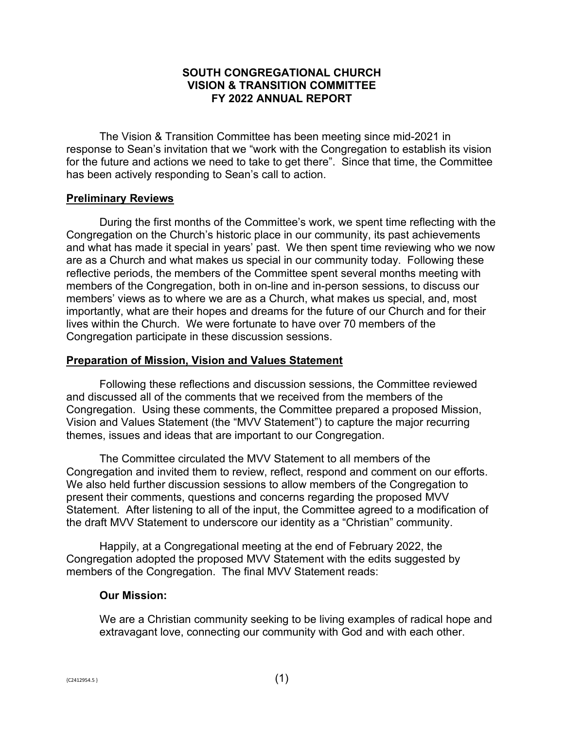# SOUTH CONGREGATIONAL CHURCH
# VISION & TRANSITION COMMITTEE
# FY 2022 ANNUAL REPORT

The Vision & Transition Committee has been meeting since mid-2021 in response to Sean's invitation that we "work with the Congregation to establish its vision for the future and actions we need to take to get there". Since that time, the Committee has been actively responding to Sean's call to action.

## Preliminary Reviews

During the first months of the Committee's work, we spent time reflecting with the Congregation on the Church's historic place in our community, its past achievements and what has made it special in years' past. We then spent time reviewing who we now are as a Church and what makes us special in our community today. Following these reflective periods, the members of the Committee spent several months meeting with members of the Congregation, both in on-line and in-person sessions, to discuss our members' views as to where we are as a Church, what makes us special, and, most importantly, what are their hopes and dreams for the future of our Church and for their lives within the Church. We were fortunate to have over 70 members of the Congregation participate in these discussion sessions.

## Preparation of Mission, Vision and Values Statement

Following these reflections and discussion sessions, the Committee reviewed and discussed all of the comments that we received from the members of the Congregation. Using these comments, the Committee prepared a proposed Mission, Vision and Values Statement (the "MVV Statement") to capture the major recurring themes, issues and ideas that are important to our Congregation.

The Committee circulated the MVV Statement to all members of the Congregation and invited them to review, reflect, respond and comment on our efforts. We also held further discussion sessions to allow members of the Congregation to present their comments, questions and concerns regarding the proposed MVV Statement. After listening to all of the input, the Committee agreed to a modification of the draft MVV Statement to underscore our identity as a "Christian" community.

Happily, at a Congregational meeting at the end of February 2022, the Congregation adopted the proposed MVV Statement with the edits suggested by members of the Congregation. The final MVV Statement reads:

**Our Mission:**

We are a Christian community seeking to be living examples of radical hope and extravagant love, connecting our community with God and with each other.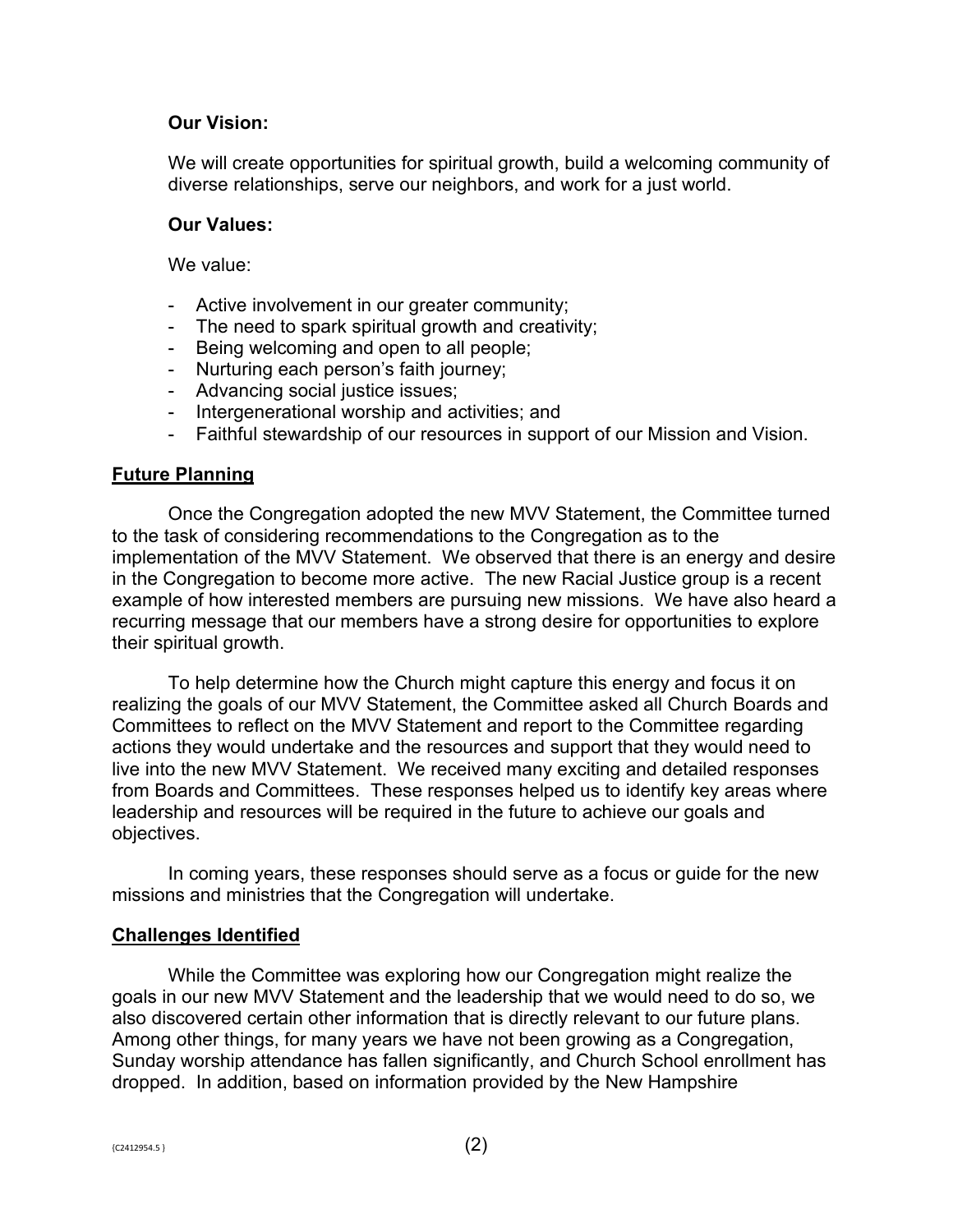**Our Vision:**

We will create opportunities for spiritual growth, build a welcoming community of diverse relationships, serve our neighbors, and work for a just world.

**Our Values:**

We value:

- Active involvement in our greater community;
- The need to spark spiritual growth and creativity;
- Being welcoming and open to all people;
- Nurturing each person's faith journey;
- Advancing social justice issues;
- Intergenerational worship and activities; and
- Faithful stewardship of our resources in support of our Mission and Vision.

**<u>Future Planning</u>**

Once the Congregation adopted the new MVV Statement, the Committee turned to the task of considering recommendations to the Congregation as to the implementation of the MVV Statement. We observed that there is an energy and desire in the Congregation to become more active. The new Racial Justice group is a recent example of how interested members are pursuing new missions. We have also heard a recurring message that our members have a strong desire for opportunities to explore their spiritual growth.

To help determine how the Church might capture this energy and focus it on realizing the goals of our MVV Statement, the Committee asked all Church Boards and Committees to reflect on the MVV Statement and report to the Committee regarding actions they would undertake and the resources and support that they would need to live into the new MVV Statement. We received many exciting and detailed responses from Boards and Committees. These responses helped us to identify key areas where leadership and resources will be required in the future to achieve our goals and objectives.

In coming years, these responses should serve as a focus or guide for the new missions and ministries that the Congregation will undertake.

**<u>Challenges Identified</u>**

While the Committee was exploring how our Congregation might realize the goals in our new MVV Statement and the leadership that we would need to do so, we also discovered certain other information that is directly relevant to our future plans. Among other things, for many years we have not been growing as a Congregation, Sunday worship attendance has fallen significantly, and Church School enrollment has dropped. In addition, based on information provided by the New Hampshire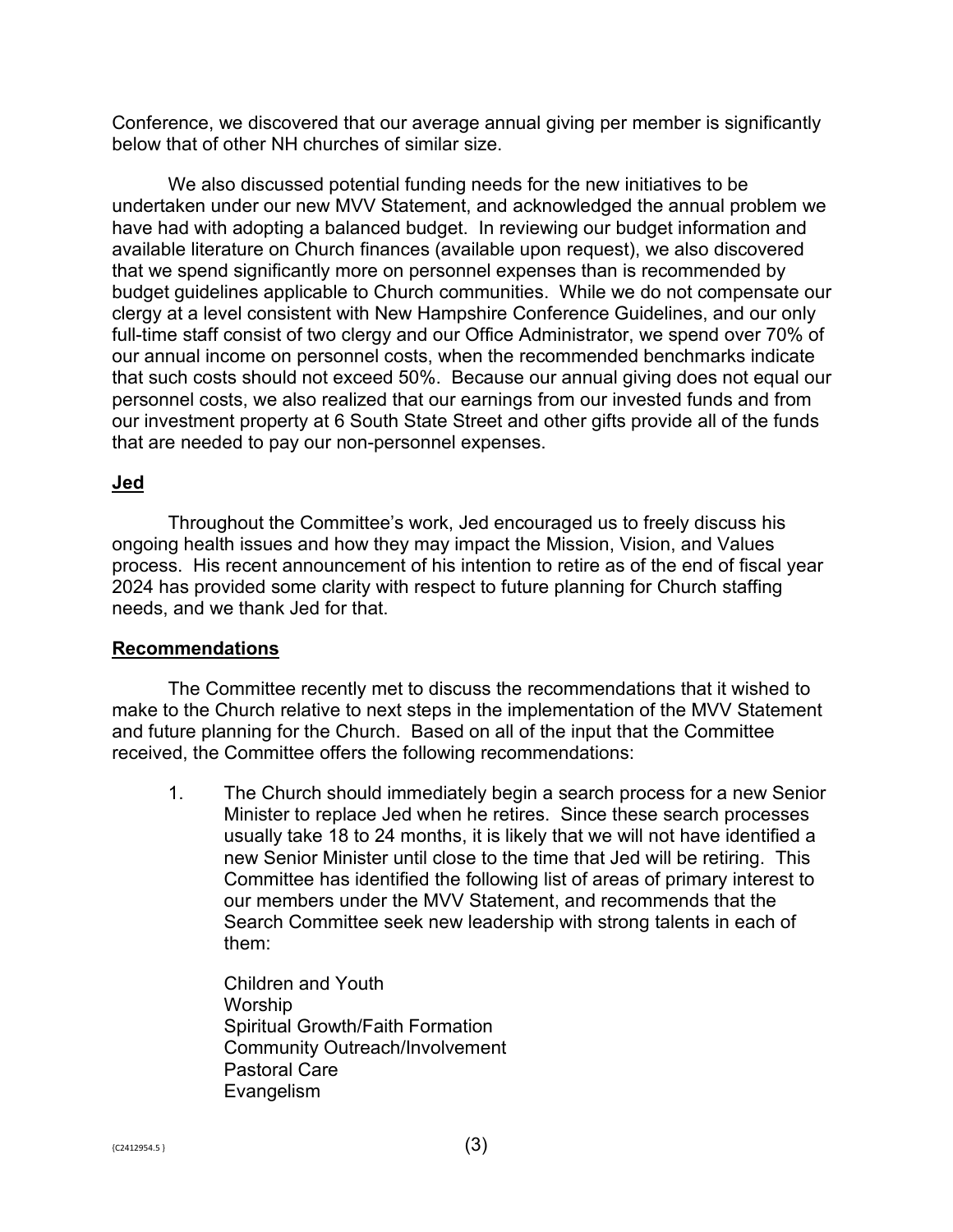Conference, we discovered that our average annual giving per member is significantly below that of other NH churches of similar size.

We also discussed potential funding needs for the new initiatives to be undertaken under our new MVV Statement, and acknowledged the annual problem we have had with adopting a balanced budget. In reviewing our budget information and available literature on Church finances (available upon request), we also discovered that we spend significantly more on personnel expenses than is recommended by budget guidelines applicable to Church communities. While we do not compensate our clergy at a level consistent with New Hampshire Conference Guidelines, and our only full-time staff consist of two clergy and our Office Administrator, we spend over 70% of our annual income on personnel costs, when the recommended benchmarks indicate that such costs should not exceed 50%. Because our annual giving does not equal our personnel costs, we also realized that our earnings from our invested funds and from our investment property at 6 South State Street and other gifts provide all of the funds that are needed to pay our non-personnel expenses.

**<u>Jed</u>**

Throughout the Committee's work, Jed encouraged us to freely discuss his ongoing health issues and how they may impact the Mission, Vision, and Values process. His recent announcement of his intention to retire as of the end of fiscal year 2024 has provided some clarity with respect to future planning for Church staffing needs, and we thank Jed for that.

**<u>Recommendations</u>**

The Committee recently met to discuss the recommendations that it wished to make to the Church relative to next steps in the implementation of the MVV Statement and future planning for the Church. Based on all of the input that the Committee received, the Committee offers the following recommendations:

1. The Church should immediately begin a search process for a new Senior Minister to replace Jed when he retires. Since these search processes usually take 18 to 24 months, it is likely that we will not have identified a new Senior Minister until close to the time that Jed will be retiring. This Committee has identified the following list of areas of primary interest to our members under the MVV Statement, and recommends that the Search Committee seek new leadership with strong talents in each of them:

   Children and Youth
   Worship
   Spiritual Growth/Faith Formation
   Community Outreach/Involvement
   Pastoral Care
   Evangelism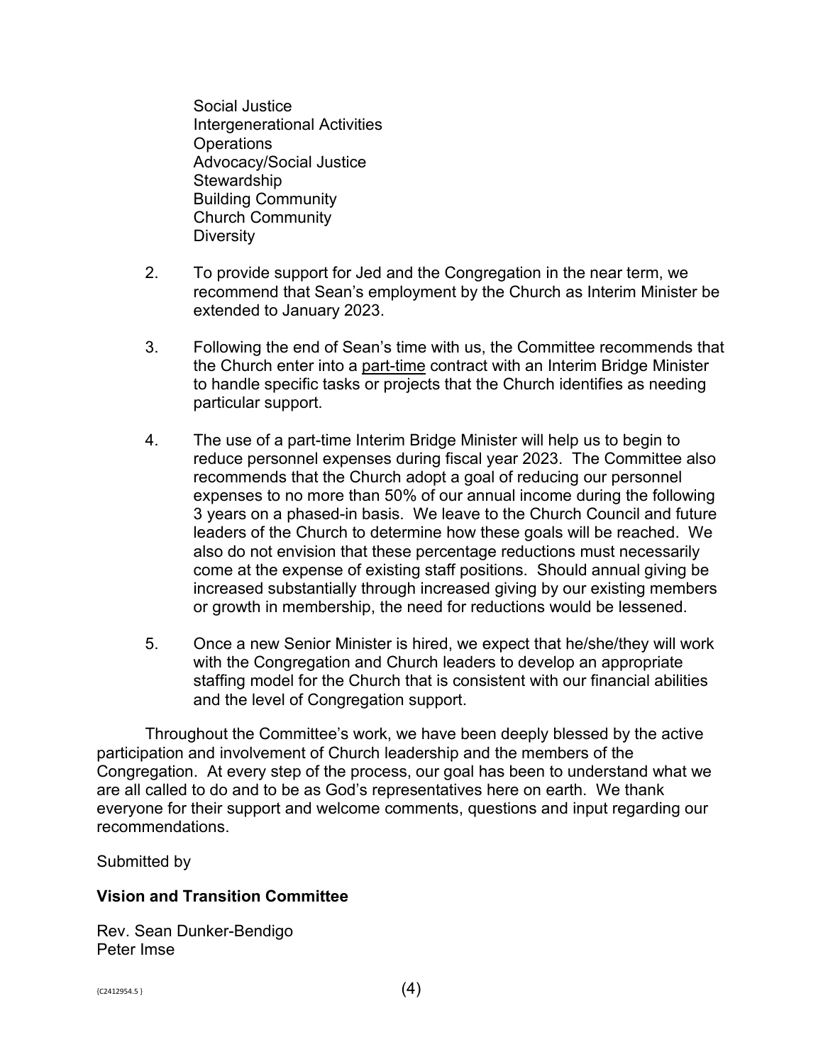Social Justice
Intergenerational Activities
Operations
Advocacy/Social Justice
Stewardship
Building Community
Church Community
Diversity

2. To provide support for Jed and the Congregation in the near term, we recommend that Sean's employment by the Church as Interim Minister be extended to January 2023.

3. Following the end of Sean's time with us, the Committee recommends that the Church enter into a part-time contract with an Interim Bridge Minister to handle specific tasks or projects that the Church identifies as needing particular support.

4. The use of a part-time Interim Bridge Minister will help us to begin to reduce personnel expenses during fiscal year 2023. The Committee also recommends that the Church adopt a goal of reducing our personnel expenses to no more than 50% of our annual income during the following 3 years on a phased-in basis. We leave to the Church Council and future leaders of the Church to determine how these goals will be reached. We also do not envision that these percentage reductions must necessarily come at the expense of existing staff positions. Should annual giving be increased substantially through increased giving by our existing members or growth in membership, the need for reductions would be lessened.

5. Once a new Senior Minister is hired, we expect that he/she/they will work with the Congregation and Church leaders to develop an appropriate staffing model for the Church that is consistent with our financial abilities and the level of Congregation support.

Throughout the Committee's work, we have been deeply blessed by the active participation and involvement of Church leadership and the members of the Congregation. At every step of the process, our goal has been to understand what we are all called to do and to be as God's representatives here on earth. We thank everyone for their support and welcome comments, questions and input regarding our recommendations.

Submitted by

**Vision and Transition Committee**

Rev. Sean Dunker-Bendigo
Peter Imse

{C2412954.5 }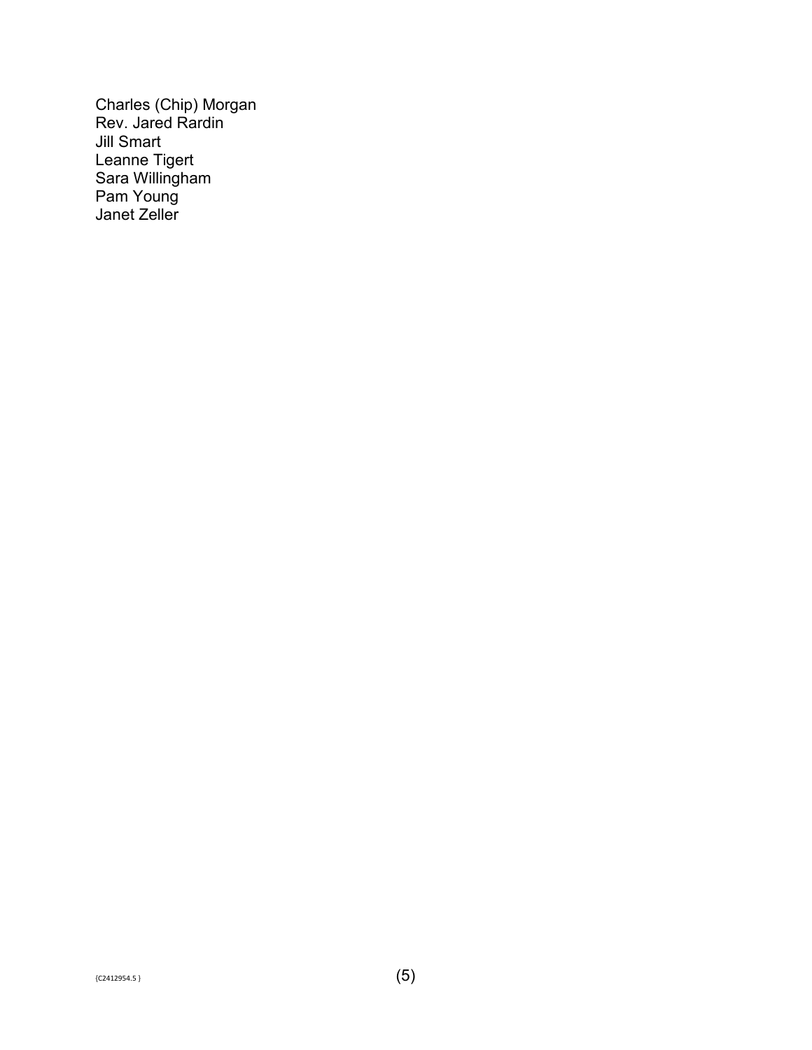Charles (Chip) Morgan
Rev. Jared Rardin
Jill Smart
Leanne Tigert
Sara Willingham
Pam Young
Janet Zeller

{C2412954.5 }